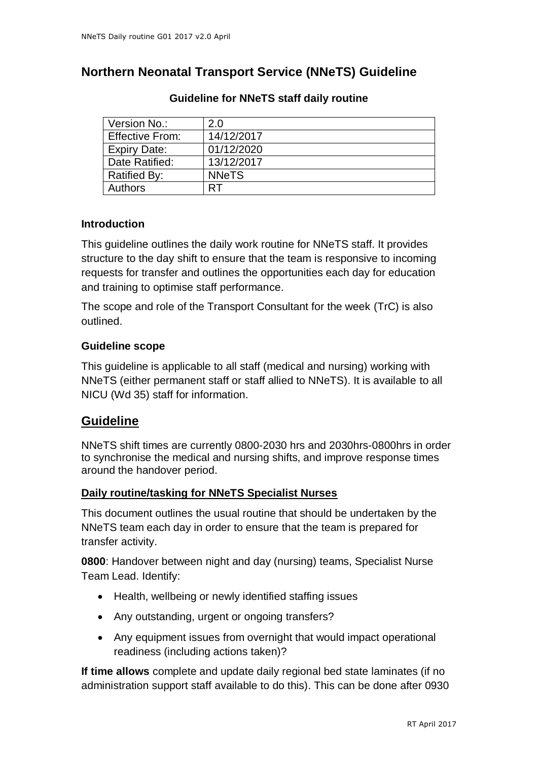# Northern Neonatal Transport Service (NNeTS) Guideline

### Guideline for NNeTS staff daily routine

| Version No.: | 2.0 |
|---|---|
| Effective From: | 14/12/2017 |
| Expiry Date: | 01/12/2020 |
| Date Ratified: | 13/12/2017 |
| Ratified By: | NNeTS |
| Authors | RT |

### Introduction

This guideline outlines the daily work routine for NNeTS staff. It provides structure to the day shift to ensure that the team is responsive to incoming requests for transfer and outlines the opportunities each day for education and training to optimise staff performance.

The scope and role of the Transport Consultant for the week (TrC) is also outlined.

### Guideline scope

This guideline is applicable to all staff (medical and nursing) working with NNeTS (either permanent staff or staff allied to NNeTS). It is available to all NICU (Wd 35) staff for information.

## Guideline

NNeTS shift times are currently 0800-2030 hrs and 2030hrs-0800hrs in order to synchronise the medical and nursing shifts, and improve response times around the handover period.

### Daily routine/tasking for NNeTS Specialist Nurses

This document outlines the usual routine that should be undertaken by the NNeTS team each day in order to ensure that the team is prepared for transfer activity.

**0800**: Handover between night and day (nursing) teams, Specialist Nurse Team Lead. Identify:

- Health, wellbeing or newly identified staffing issues
- Any outstanding, urgent or ongoing transfers?
- Any equipment issues from overnight that would impact operational readiness (including actions taken)?

**If time allows** complete and update daily regional bed state laminates (if no administration support staff available to do this). This can be done after 0930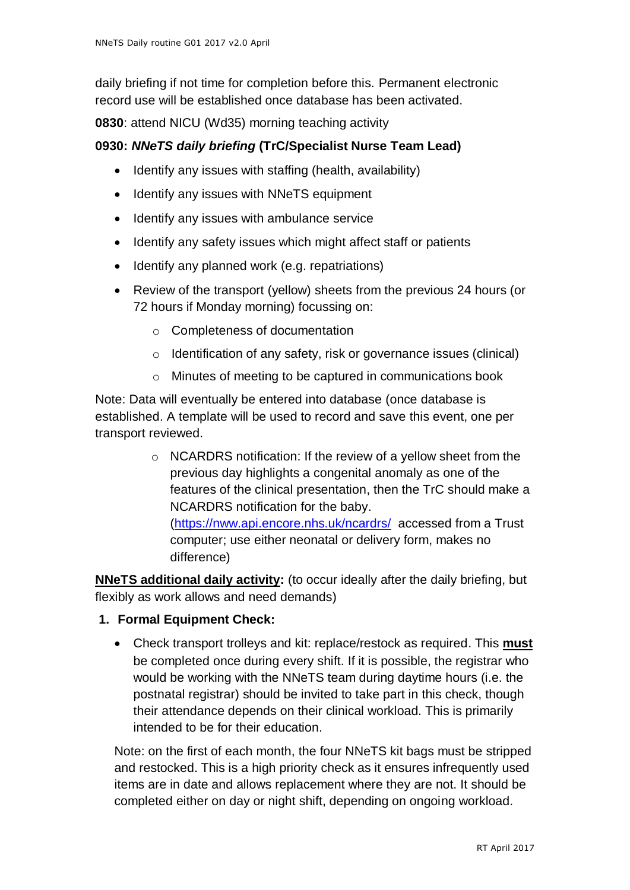daily briefing if not time for completion before this. Permanent electronic record use will be established once database has been activated.

**0830**: attend NICU (Wd35) morning teaching activity

**0930: *NNeTS daily briefing* (TrC/Specialist Nurse Team Lead)**

- Identify any issues with staffing (health, availability)
- Identify any issues with NNeTS equipment
- Identify any issues with ambulance service
- Identify any safety issues which might affect staff or patients
- Identify any planned work (e.g. repatriations)
- Review of the transport (yellow) sheets from the previous 24 hours (or 72 hours if Monday morning) focussing on:
    - Completeness of documentation
    - Identification of any safety, risk or governance issues (clinical)
    - Minutes of meeting to be captured in communications book

Note: Data will eventually be entered into database (once database is established. A template will be used to record and save this event, one per transport reviewed.

- NCARDRS notification: If the review of a yellow sheet from the previous day highlights a congenital anomaly as one of the features of the clinical presentation, then the TrC should make a NCARDRS notification for the baby. (https://nww.api.encore.nhs.uk/ncardrs/ accessed from a Trust computer; use either neonatal or delivery form, makes no difference)

**NNeTS additional daily activity:** (to occur ideally after the daily briefing, but flexibly as work allows and need demands)

1. **Formal Equipment Check:**
    - Check transport trolleys and kit: replace/restock as required. This **must** be completed once during every shift. If it is possible, the registrar who would be working with the NNeTS team during daytime hours (i.e. the postnatal registrar) should be invited to take part in this check, though their attendance depends on their clinical workload. This is primarily intended to be for their education.

    Note: on the first of each month, the four NNeTS kit bags must be stripped and restocked. This is a high priority check as it ensures infrequently used items are in date and allows replacement where they are not. It should be completed either on day or night shift, depending on ongoing workload.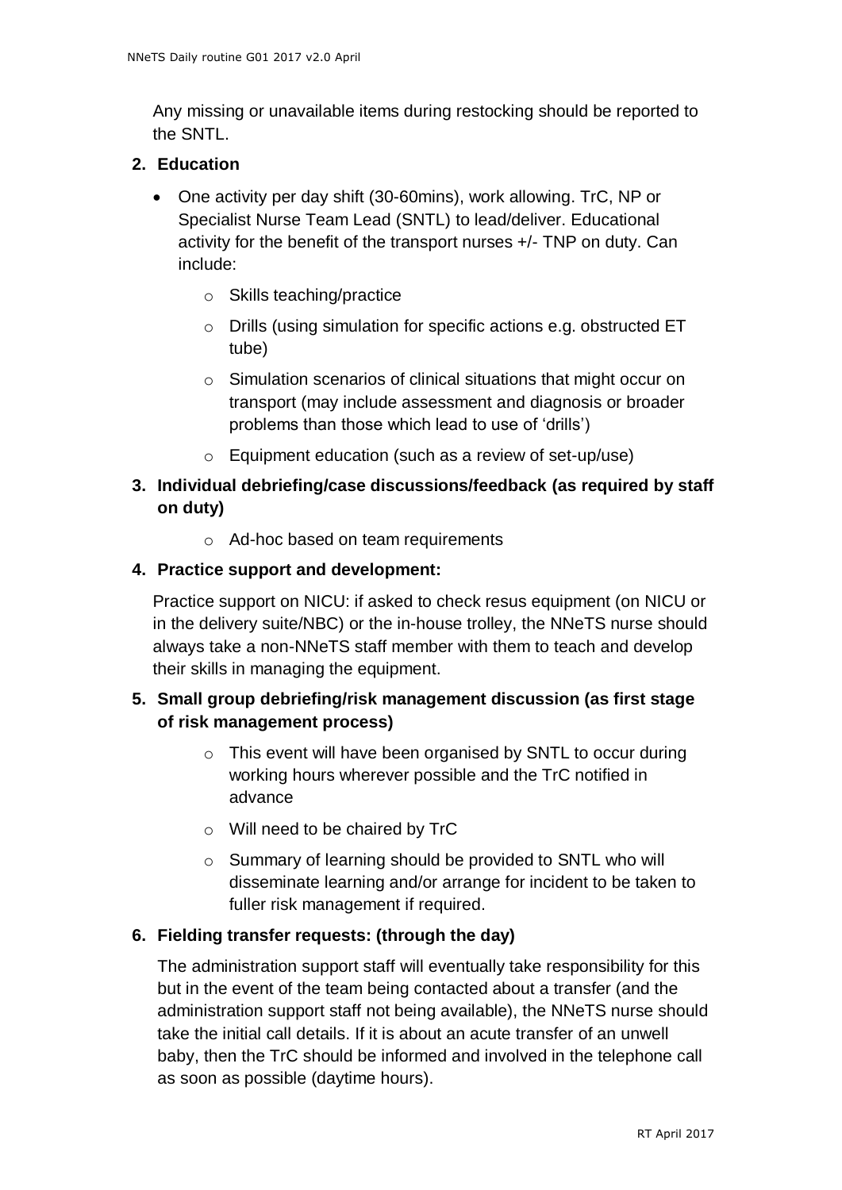Any missing or unavailable items during restocking should be reported to the SNTL.

**2. Education**

- One activity per day shift (30-60mins), work allowing. TrC, NP or Specialist Nurse Team Lead (SNTL) to lead/deliver. Educational activity for the benefit of the transport nurses +/- TNP on duty. Can include:
  - Skills teaching/practice
  - Drills (using simulation for specific actions e.g. obstructed ET tube)
  - Simulation scenarios of clinical situations that might occur on transport (may include assessment and diagnosis or broader problems than those which lead to use of 'drills')
  - Equipment education (such as a review of set-up/use)

**3. Individual debriefing/case discussions/feedback (as required by staff on duty)**

- Ad-hoc based on team requirements

**4. Practice support and development:**

Practice support on NICU: if asked to check resus equipment (on NICU or in the delivery suite/NBC) or the in-house trolley, the NNeTS nurse should always take a non-NNeTS staff member with them to teach and develop their skills in managing the equipment.

**5. Small group debriefing/risk management discussion (as first stage of risk management process)**

- This event will have been organised by SNTL to occur during working hours wherever possible and the TrC notified in advance
- Will need to be chaired by TrC
- Summary of learning should be provided to SNTL who will disseminate learning and/or arrange for incident to be taken to fuller risk management if required.

**6. Fielding transfer requests: (through the day)**

The administration support staff will eventually take responsibility for this but in the event of the team being contacted about a transfer (and the administration support staff not being available), the NNeTS nurse should take the initial call details. If it is about an acute transfer of an unwell baby, then the TrC should be informed and involved in the telephone call as soon as possible (daytime hours).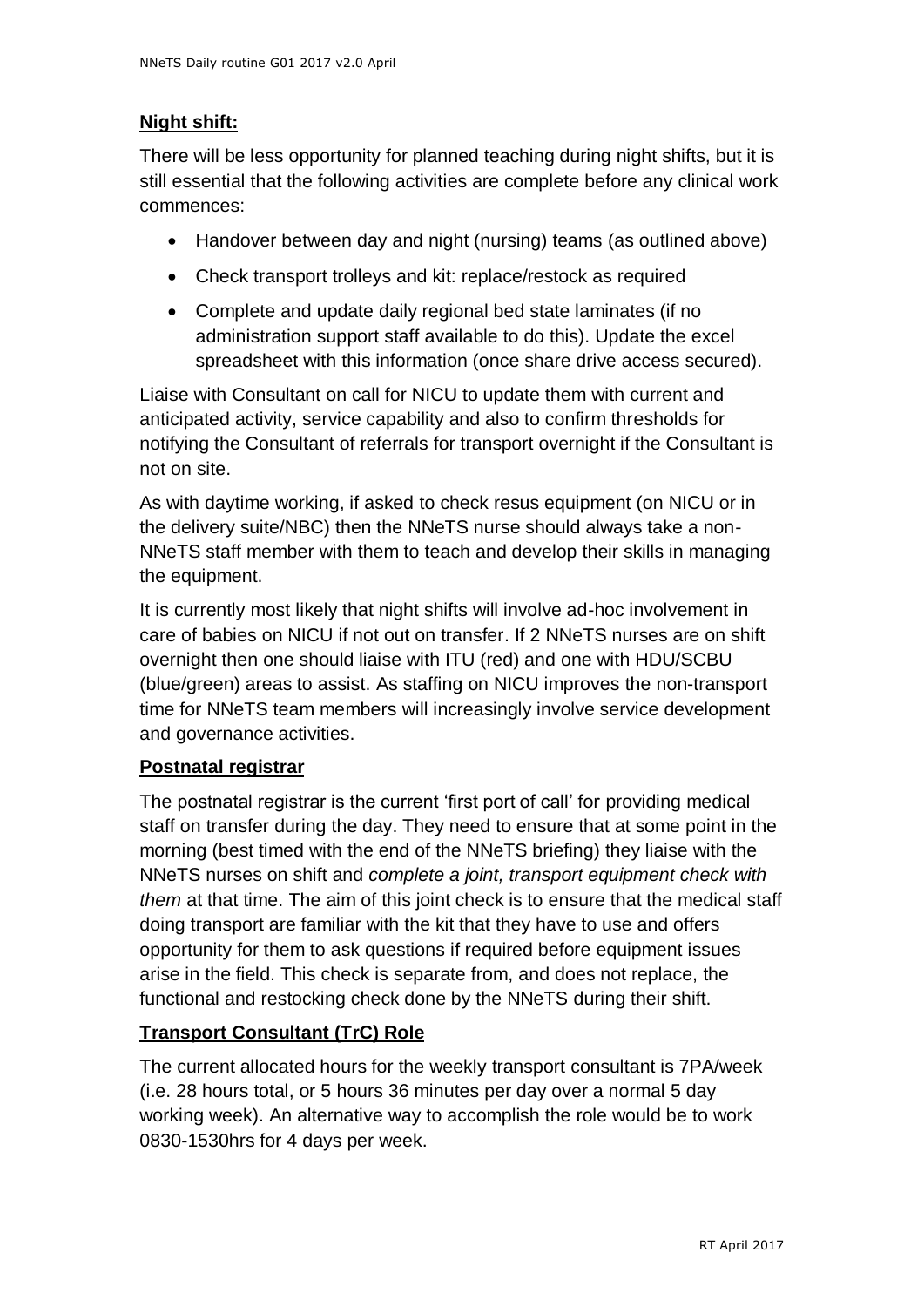**Night shift:**

There will be less opportunity for planned teaching during night shifts, but it is still essential that the following activities are complete before any clinical work commences:

- Handover between day and night (nursing) teams (as outlined above)
- Check transport trolleys and kit: replace/restock as required
- Complete and update daily regional bed state laminates (if no administration support staff available to do this). Update the excel spreadsheet with this information (once share drive access secured).

Liaise with Consultant on call for NICU to update them with current and anticipated activity, service capability and also to confirm thresholds for notifying the Consultant of referrals for transport overnight if the Consultant is not on site.

As with daytime working, if asked to check resus equipment (on NICU or in the delivery suite/NBC) then the NNeTS nurse should always take a non-NNeTS staff member with them to teach and develop their skills in managing the equipment.

It is currently most likely that night shifts will involve ad-hoc involvement in care of babies on NICU if not out on transfer. If 2 NNeTS nurses are on shift overnight then one should liaise with ITU (red) and one with HDU/SCBU (blue/green) areas to assist. As staffing on NICU improves the non-transport time for NNeTS team members will increasingly involve service development and governance activities.

**Postnatal registrar**

The postnatal registrar is the current 'first port of call' for providing medical staff on transfer during the day. They need to ensure that at some point in the morning (best timed with the end of the NNeTS briefing) they liaise with the NNeTS nurses on shift and *complete a joint, transport equipment check with them* at that time. The aim of this joint check is to ensure that the medical staff doing transport are familiar with the kit that they have to use and offers opportunity for them to ask questions if required before equipment issues arise in the field. This check is separate from, and does not replace, the functional and restocking check done by the NNeTS during their shift.

**Transport Consultant (TrC) Role**

The current allocated hours for the weekly transport consultant is 7PA/week (i.e. 28 hours total, or 5 hours 36 minutes per day over a normal 5 day working week). An alternative way to accomplish the role would be to work 0830-1530hrs for 4 days per week.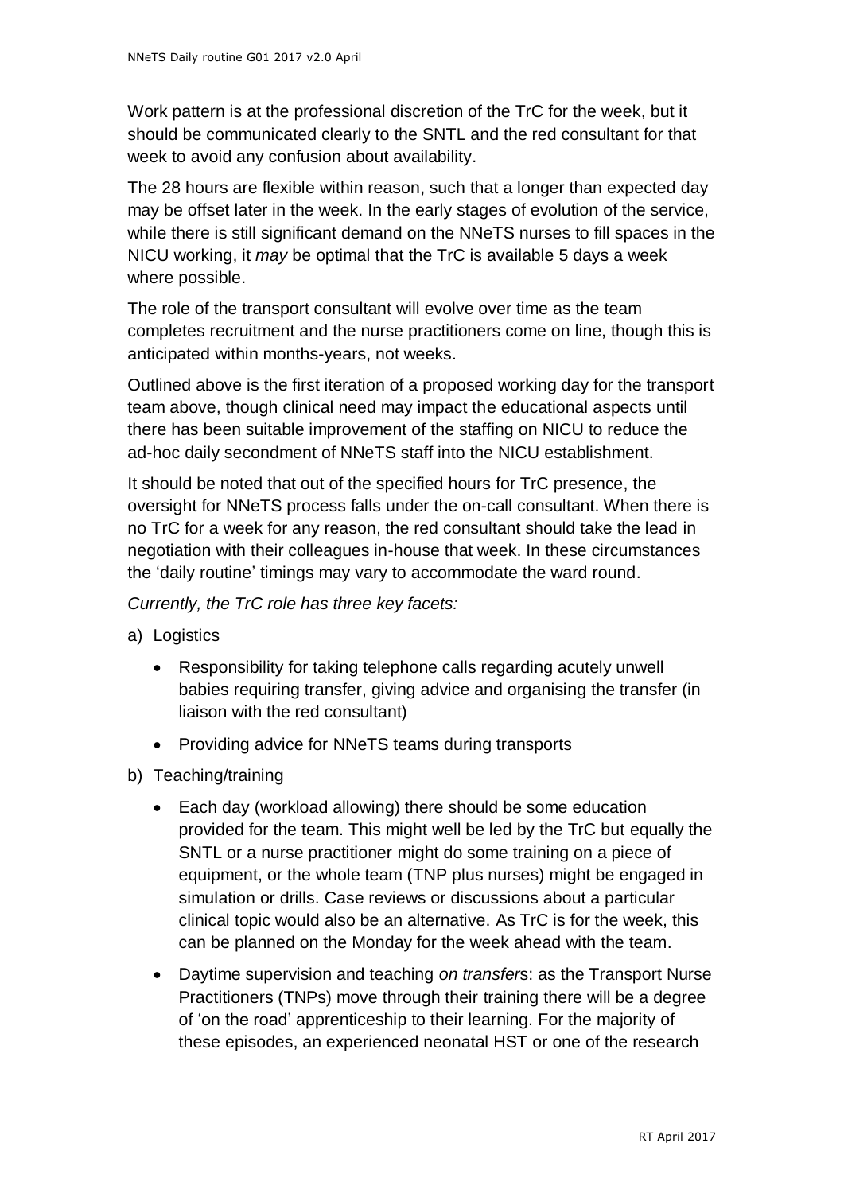Work pattern is at the professional discretion of the TrC for the week, but it should be communicated clearly to the SNTL and the red consultant for that week to avoid any confusion about availability.

The 28 hours are flexible within reason, such that a longer than expected day may be offset later in the week. In the early stages of evolution of the service, while there is still significant demand on the NNeTS nurses to fill spaces in the NICU working, it *may* be optimal that the TrC is available 5 days a week where possible.

The role of the transport consultant will evolve over time as the team completes recruitment and the nurse practitioners come on line, though this is anticipated within months-years, not weeks.

Outlined above is the first iteration of a proposed working day for the transport team above, though clinical need may impact the educational aspects until there has been suitable improvement of the staffing on NICU to reduce the ad-hoc daily secondment of NNeTS staff into the NICU establishment.

It should be noted that out of the specified hours for TrC presence, the oversight for NNeTS process falls under the on-call consultant. When there is no TrC for a week for any reason, the red consultant should take the lead in negotiation with their colleagues in-house that week. In these circumstances the 'daily routine' timings may vary to accommodate the ward round.

*Currently, the TrC role has three key facets:*

a) Logistics

- Responsibility for taking telephone calls regarding acutely unwell babies requiring transfer, giving advice and organising the transfer (in liaison with the red consultant)
- Providing advice for NNeTS teams during transports

b) Teaching/training

- Each day (workload allowing) there should be some education provided for the team. This might well be led by the TrC but equally the SNTL or a nurse practitioner might do some training on a piece of equipment, or the whole team (TNP plus nurses) might be engaged in simulation or drills. Case reviews or discussions about a particular clinical topic would also be an alternative. As TrC is for the week, this can be planned on the Monday for the week ahead with the team.
- Daytime supervision and teaching *on transfers*: as the Transport Nurse Practitioners (TNPs) move through their training there will be a degree of 'on the road' apprenticeship to their learning. For the majority of these episodes, an experienced neonatal HST or one of the research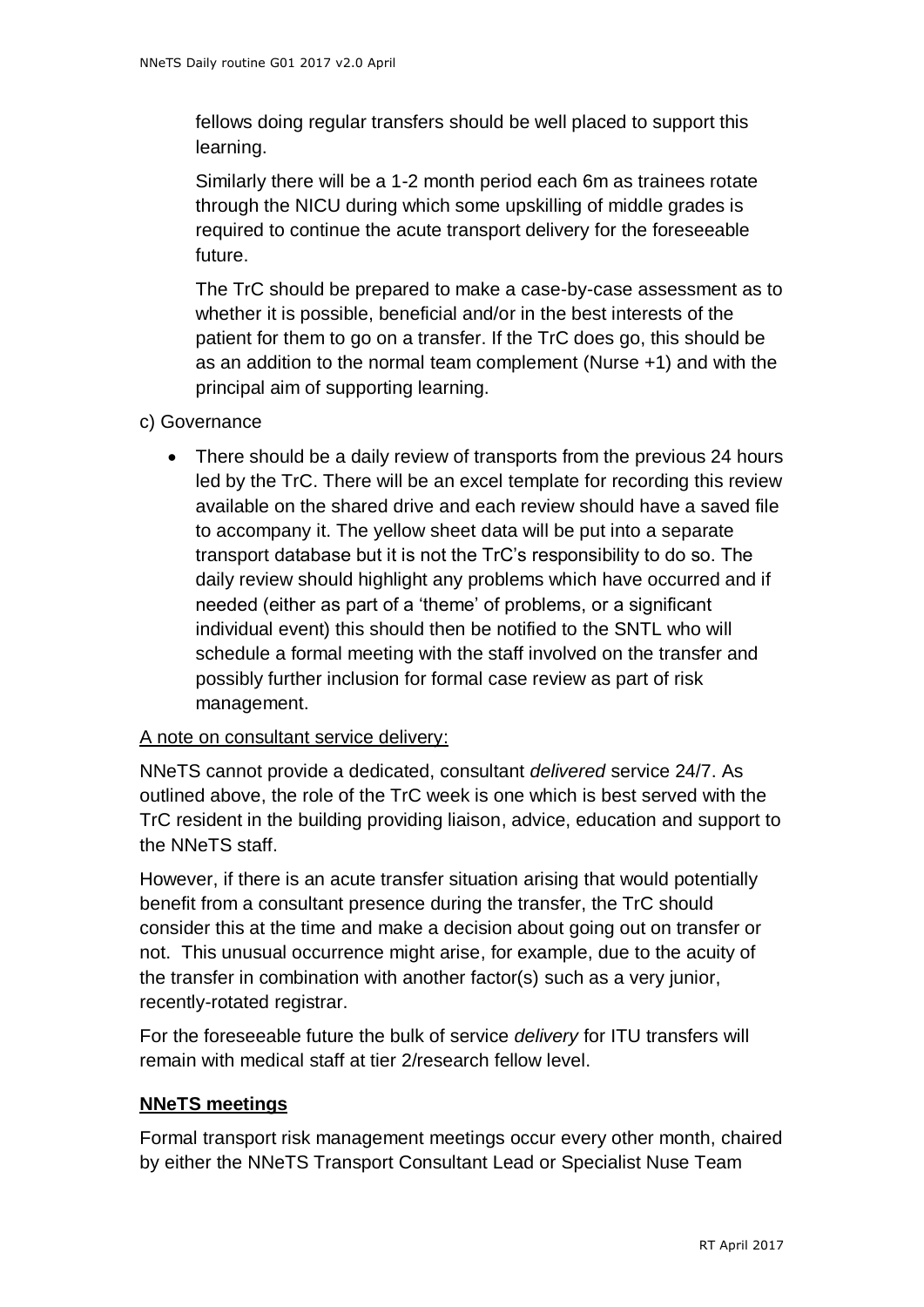fellows doing regular transfers should be well placed to support this learning.

Similarly there will be a 1-2 month period each 6m as trainees rotate through the NICU during which some upskilling of middle grades is required to continue the acute transport delivery for the foreseeable future.

The TrC should be prepared to make a case-by-case assessment as to whether it is possible, beneficial and/or in the best interests of the patient for them to go on a transfer. If the TrC does go, this should be as an addition to the normal team complement (Nurse +1) and with the principal aim of supporting learning.

c) Governance

- There should be a daily review of transports from the previous 24 hours led by the TrC. There will be an excel template for recording this review available on the shared drive and each review should have a saved file to accompany it. The yellow sheet data will be put into a separate transport database but it is not the TrC's responsibility to do so. The daily review should highlight any problems which have occurred and if needed (either as part of a 'theme' of problems, or a significant individual event) this should then be notified to the SNTL who will schedule a formal meeting with the staff involved on the transfer and possibly further inclusion for formal case review as part of risk management.

<u>A note on consultant service delivery:</u>

NNeTS cannot provide a dedicated, consultant *delivered* service 24/7. As outlined above, the role of the TrC week is one which is best served with the TrC resident in the building providing liaison, advice, education and support to the NNeTS staff.

However, if there is an acute transfer situation arising that would potentially benefit from a consultant presence during the transfer, the TrC should consider this at the time and make a decision about going out on transfer or not. This unusual occurrence might arise, for example, due to the acuity of the transfer in combination with another factor(s) such as a very junior, recently-rotated registrar.

For the foreseeable future the bulk of service *delivery* for ITU transfers will remain with medical staff at tier 2/research fellow level.

## NNeTS meetings

Formal transport risk management meetings occur every other month, chaired by either the NNeTS Transport Consultant Lead or Specialist Nuse Team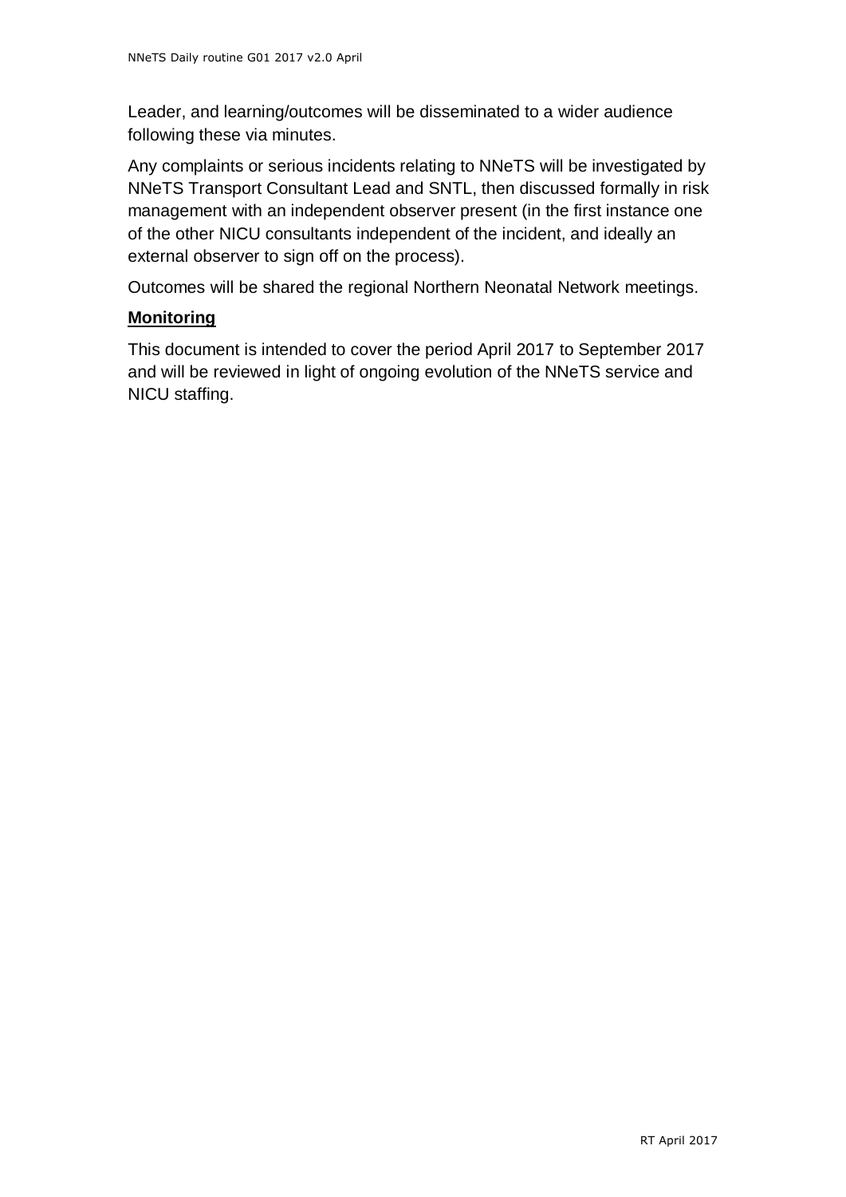Leader, and learning/outcomes will be disseminated to a wider audience following these via minutes.

Any complaints or serious incidents relating to NNeTS will be investigated by NNeTS Transport Consultant Lead and SNTL, then discussed formally in risk management with an independent observer present (in the first instance one of the other NICU consultants independent of the incident, and ideally an external observer to sign off on the process).

Outcomes will be shared the regional Northern Neonatal Network meetings.

**Monitoring**

This document is intended to cover the period April 2017 to September 2017 and will be reviewed in light of ongoing evolution of the NNeTS service and NICU staffing.